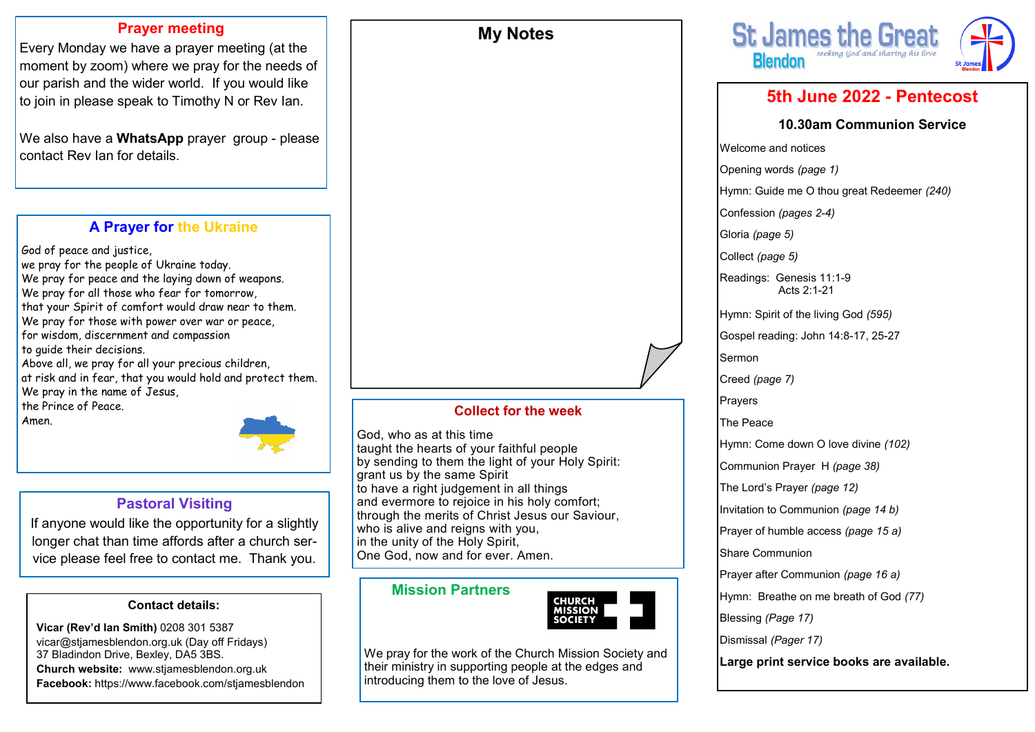## Prayer meeting

Every Monday we have a prayer meeting (at the moment by zoom) where we pray for the needs of our parish and the wider world. If you would like to join in please speak to Timothy N or Rev Ian.

We also have a **WhatsApp** prayer group - please contact Rev Ian for details.

## A Prayer for the Ukraine

God of peace and justice,
we pray for the people of Ukraine today.
We pray for peace and the laying down of weapons.
We pray for all those who fear for tomorrow,
that your Spirit of comfort would draw near to them.
We pray for those with power over war or peace,
for wisdom, discernment and compassion
to guide their decisions.
Above all, we pray for all your precious children,
at risk and in fear, that you would hold and protect them.
We pray in the name of Jesus,
the Prince of Peace.
Amen.

## Pastoral Visiting

If anyone would like the opportunity for a slightly longer chat than time affords after a church service please feel free to contact me. Thank you.

### Contact details:

**Vicar (Rev'd Ian Smith)** 0208 301 5387
vicar@stjamesblendon.org.uk (Day off Fridays)
37 Bladindon Drive, Bexley, DA5 3BS.
**Church website:** www.stjamesblendon.org.uk
**Facebook:** https://www.facebook.com/stjamesblendon

## My Notes

## Collect for the week

God, who as at this time
taught the hearts of your faithful people
by sending to them the light of your Holy Spirit:
grant us by the same Spirit
to have a right judgement in all things
and evermore to rejoice in his holy comfort;
through the merits of Christ Jesus our Saviour,
who is alive and reigns with you,
in the unity of the Holy Spirit,
One God, now and for ever. Amen.

## Mission Partners

CHURCH MISSION SOCIETY

We pray for the work of the Church Mission Society and their ministry in supporting people at the edges and introducing them to the love of Jesus.

# St James the Great Blendon

*seeking God and sharing his love*

## 5th June 2022 - Pentecost

### 10.30am Communion Service

Welcome and notices

Opening words *(page 1)*

Hymn: Guide me O thou great Redeemer *(240)*

Confession *(pages 2-4)*

Gloria *(page 5)*

Collect *(page 5)*

Readings: Genesis 11:1-9
Acts 2:1-21

Hymn: Spirit of the living God *(595)*

Gospel reading: John 14:8-17, 25-27

Sermon

Creed *(page 7)*

Prayers

The Peace

Hymn: Come down O love divine *(102)*

Communion Prayer H *(page 38)*

The Lord's Prayer *(page 12)*

Invitation to Communion *(page 14 b)*

Prayer of humble access *(page 15 a)*

Share Communion

Prayer after Communion *(page 16 a)*

Hymn: Breathe on me breath of God *(77)*

Blessing *(Page 17)*

Dismissal *(Pager 17)*

**Large print service books are available.**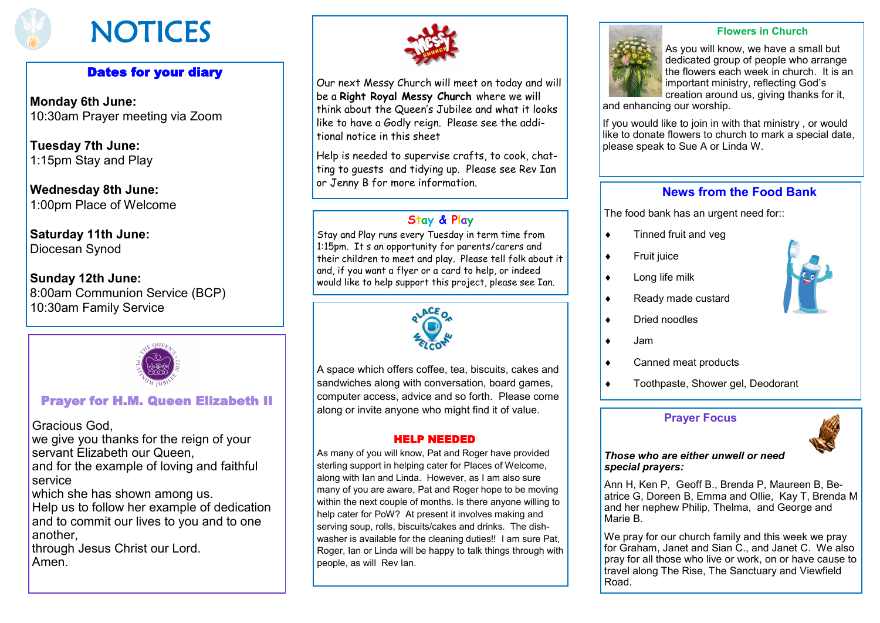# NOTICES

## Dates for your diary

**Monday 6th June:**
10:30am Prayer meeting via Zoom

**Tuesday 7th June:**
1:15pm Stay and Play

**Wednesday 8th June:**
1:00pm Place of Welcome

**Saturday 11th June:**
Diocesan Synod

**Sunday 12th June:**
8:00am Communion Service (BCP)
10:30am Family Service

## Prayer for H.M. Queen Elizabeth II

Gracious God,
we give you thanks for the reign of your servant Elizabeth our Queen,
and for the example of loving and faithful service
which she has shown among us.
Help us to follow her example of dedication and to commit our lives to you and to one another,
through Jesus Christ our Lord.
Amen.

---

Our next Messy Church will meet on today and will be a **Right Royal Messy Church** where we will think about the Queen's Jubilee and what it looks like to have a Godly reign. Please see the additional notice in this sheet

Help is needed to supervise crafts, to cook, chatting to guests and tidying up. Please see Rev Ian or Jenny B for more information.

## Stay & Play

Stay and Play runs every Tuesday in term time from 1:15pm. It s an opportunity for parents/carers and their children to meet and play. Please tell folk about it and, if you want a flyer or a card to help, or indeed would like to help support this project, please see Ian.

---

A space which offers coffee, tea, biscuits, cakes and sandwiches along with conversation, board games, computer access, advice and so forth. Please come along or invite anyone who might find it of value.

### HELP NEEDED

As many of you will know, Pat and Roger have provided sterling support in helping cater for Places of Welcome, along with Ian and Linda. However, as I am also sure many of you are aware, Pat and Roger hope to be moving within the next couple of months. Is there anyone willing to help cater for PoW? At present it involves making and serving soup, rolls, biscuits/cakes and drinks. The dishwasher is available for the cleaning duties!! I am sure Pat, Roger, Ian or Linda will be happy to talk things through with people, as will Rev Ian.

## Flowers in Church

As you will know, we have a small but dedicated group of people who arrange the flowers each week in church. It is an important ministry, reflecting God's creation around us, giving thanks for it, and enhancing our worship.

If you would like to join in with that ministry , or would like to donate flowers to church to mark a special date, please speak to Sue A or Linda W.

## News from the Food Bank

The food bank has an urgent need for::

- Tinned fruit and veg
- Fruit juice
- Long life milk
- Ready made custard
- Dried noodles
- Jam
- Canned meat products
- Toothpaste, Shower gel, Deodorant

## Prayer Focus

***Those who are either unwell or need special prayers:***

Ann H, Ken P, Geoff B., Brenda P, Maureen B, Beatrice G, Doreen B, Emma and Ollie, Kay T, Brenda M and her nephew Philip, Thelma, and George and Marie B.

We pray for our church family and this week we pray for Graham, Janet and Sian C., and Janet C. We also pray for all those who live or work, on or have cause to travel along The Rise, The Sanctuary and Viewfield Road.